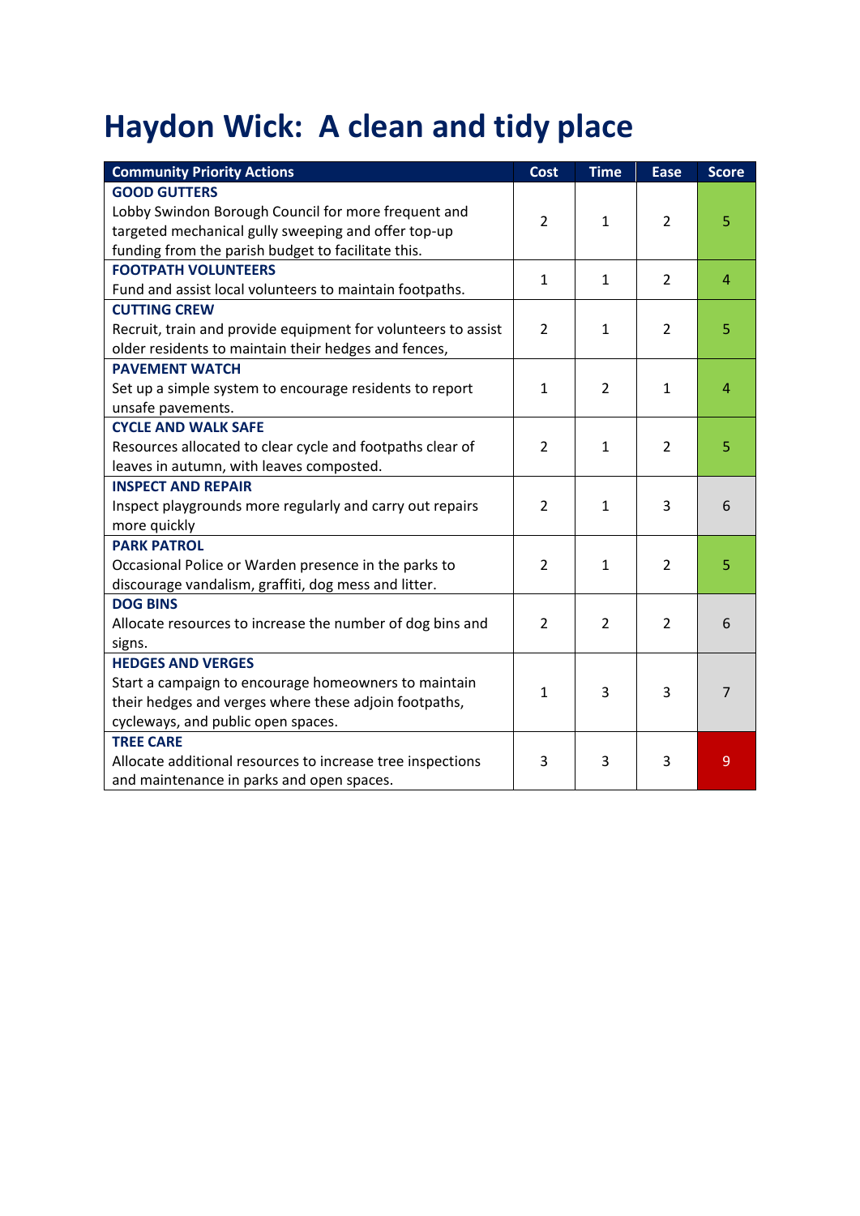# Haydon Wick: A clean and tidy place

| Community Priority Actions | Cost | Time | Ease | Score |
|---|---|---|---|---|
| **GOOD GUTTERS**<br>Lobby Swindon Borough Council for more frequent and targeted mechanical gully sweeping and offer top-up funding from the parish budget to facilitate this. | 2 | 1 | 2 | 5 |
| **FOOTPATH VOLUNTEERS**<br>Fund and assist local volunteers to maintain footpaths. | 1 | 1 | 2 | 4 |
| **CUTTING CREW**<br>Recruit, train and provide equipment for volunteers to assist older residents to maintain their hedges and fences, | 2 | 1 | 2 | 5 |
| **PAVEMENT WATCH**<br>Set up a simple system to encourage residents to report unsafe pavements. | 1 | 2 | 1 | 4 |
| **CYCLE AND WALK SAFE**<br>Resources allocated to clear cycle and footpaths clear of leaves in autumn, with leaves composted. | 2 | 1 | 2 | 5 |
| **INSPECT AND REPAIR**<br>Inspect playgrounds more regularly and carry out repairs more quickly | 2 | 1 | 3 | 6 |
| **PARK PATROL**<br>Occasional Police or Warden presence in the parks to discourage vandalism, graffiti, dog mess and litter. | 2 | 1 | 2 | 5 |
| **DOG BINS**<br>Allocate resources to increase the number of dog bins and signs. | 2 | 2 | 2 | 6 |
| **HEDGES AND VERGES**<br>Start a campaign to encourage homeowners to maintain their hedges and verges where these adjoin footpaths, cycleways, and public open spaces. | 1 | 3 | 3 | 7 |
| **TREE CARE**<br>Allocate additional resources to increase tree inspections and maintenance in parks and open spaces. | 3 | 3 | 3 | 9 |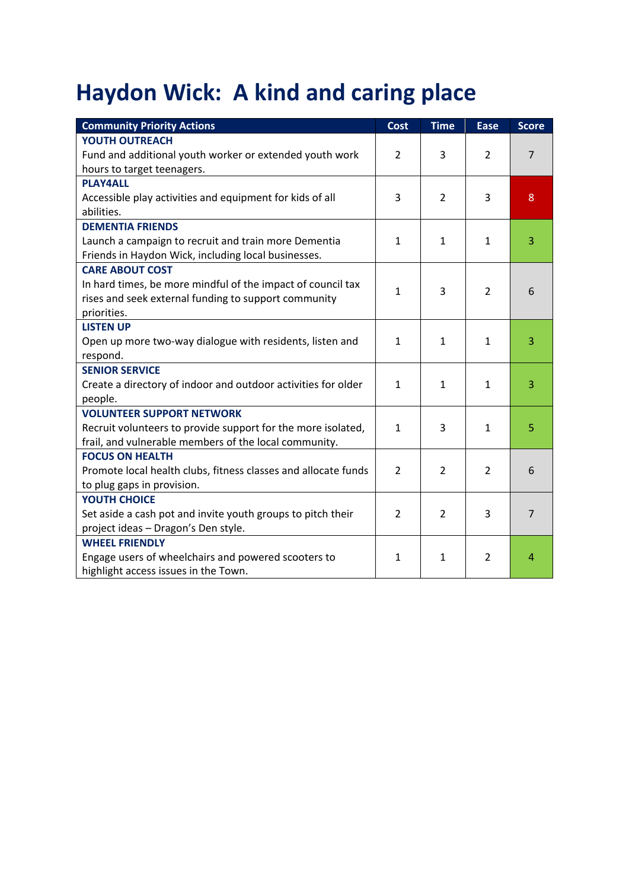# Haydon Wick: A kind and caring place

| Community Priority Actions | Cost | Time | Ease | Score |
|---|---|---|---|---|
| **YOUTH OUTREACH**<br>Fund and additional youth worker or extended youth work hours to target teenagers. | 2 | 3 | 2 | 7 |
| **PLAY4ALL**<br>Accessible play activities and equipment for kids of all abilities. | 3 | 2 | 3 | 8 |
| **DEMENTIA FRIENDS**<br>Launch a campaign to recruit and train more Dementia Friends in Haydon Wick, including local businesses. | 1 | 1 | 1 | 3 |
| **CARE ABOUT COST**<br>In hard times, be more mindful of the impact of council tax rises and seek external funding to support community priorities. | 1 | 3 | 2 | 6 |
| **LISTEN UP**<br>Open up more two-way dialogue with residents, listen and respond. | 1 | 1 | 1 | 3 |
| **SENIOR SERVICE**<br>Create a directory of indoor and outdoor activities for older people. | 1 | 1 | 1 | 3 |
| **VOLUNTEER SUPPORT NETWORK**<br>Recruit volunteers to provide support for the more isolated, frail, and vulnerable members of the local community. | 1 | 3 | 1 | 5 |
| **FOCUS ON HEALTH**<br>Promote local health clubs, fitness classes and allocate funds to plug gaps in provision. | 2 | 2 | 2 | 6 |
| **YOUTH CHOICE**<br>Set aside a cash pot and invite youth groups to pitch their project ideas – Dragon's Den style. | 2 | 2 | 3 | 7 |
| **WHEEL FRIENDLY**<br>Engage users of wheelchairs and powered scooters to highlight access issues in the Town. | 1 | 1 | 2 | 4 |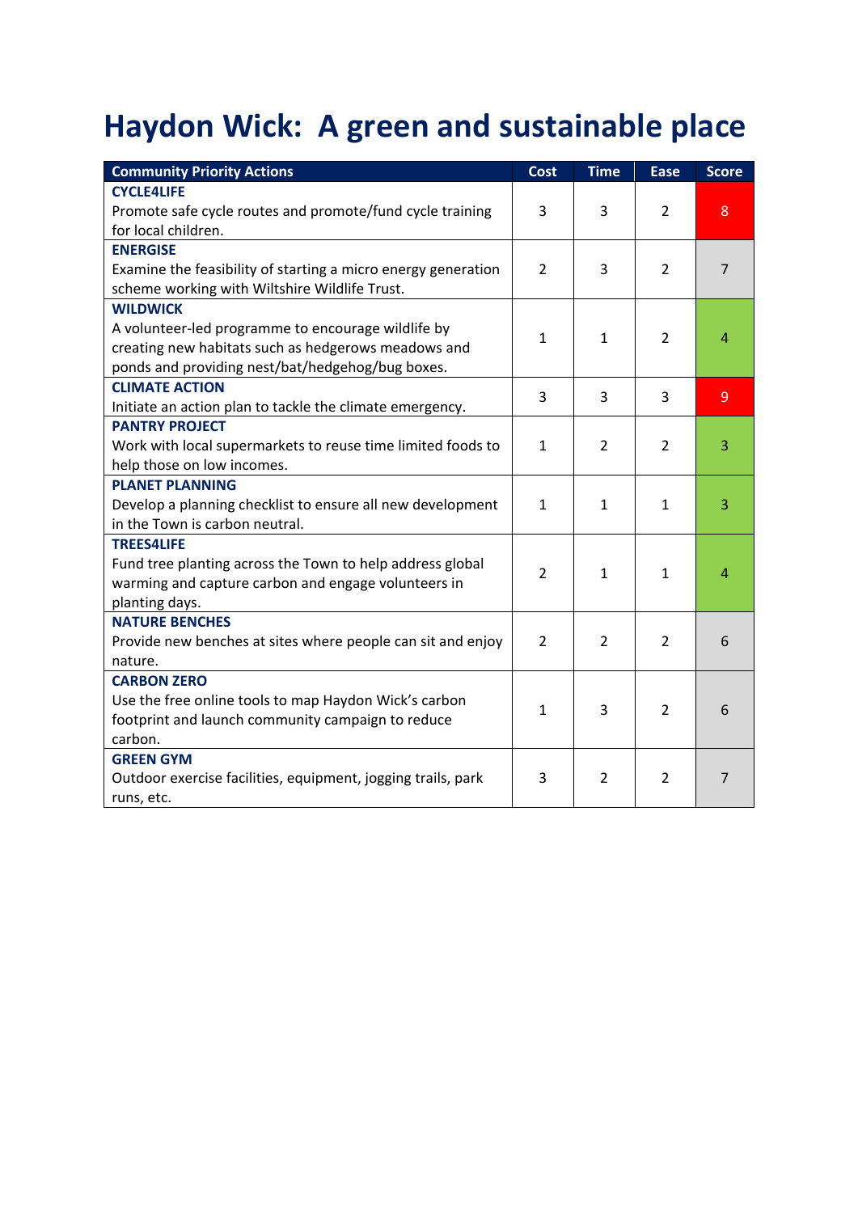# Haydon Wick: A green and sustainable place

| Community Priority Actions | Cost | Time | Ease | Score |
|---|---|---|---|---|
| **CYCLE4LIFE**<br>Promote safe cycle routes and promote/fund cycle training for local children. | 3 | 3 | 2 | 8 |
| **ENERGISE**<br>Examine the feasibility of starting a micro energy generation scheme working with Wiltshire Wildlife Trust. | 2 | 3 | 2 | 7 |
| **WILDWICK**<br>A volunteer-led programme to encourage wildlife by creating new habitats such as hedgerows meadows and ponds and providing nest/bat/hedgehog/bug boxes. | 1 | 1 | 2 | 4 |
| **CLIMATE ACTION**<br>Initiate an action plan to tackle the climate emergency. | 3 | 3 | 3 | 9 |
| **PANTRY PROJECT**<br>Work with local supermarkets to reuse time limited foods to help those on low incomes. | 1 | 2 | 2 | 3 |
| **PLANET PLANNING**<br>Develop a planning checklist to ensure all new development in the Town is carbon neutral. | 1 | 1 | 1 | 3 |
| **TREES4LIFE**<br>Fund tree planting across the Town to help address global warming and capture carbon and engage volunteers in planting days. | 2 | 1 | 1 | 4 |
| **NATURE BENCHES**<br>Provide new benches at sites where people can sit and enjoy nature. | 2 | 2 | 2 | 6 |
| **CARBON ZERO**<br>Use the free online tools to map Haydon Wick's carbon footprint and launch community campaign to reduce carbon. | 1 | 3 | 2 | 6 |
| **GREEN GYM**<br>Outdoor exercise facilities, equipment, jogging trails, park runs, etc. | 3 | 2 | 2 | 7 |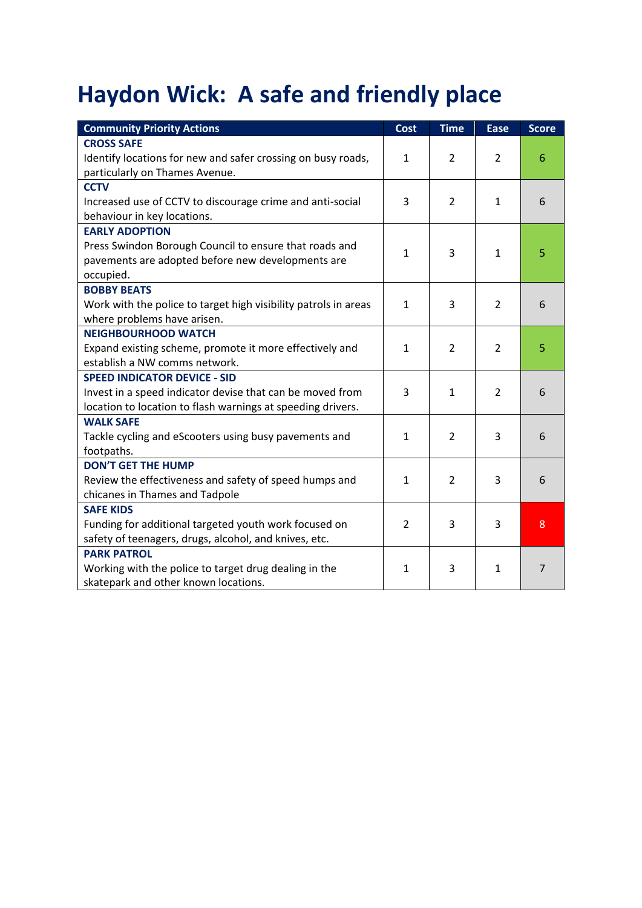# Haydon Wick: A safe and friendly place

| Community Priority Actions | Cost | Time | Ease | Score |
|---|---|---|---|---|
| **CROSS SAFE**<br>Identify locations for new and safer crossing on busy roads, particularly on Thames Avenue. | 1 | 2 | 2 | 6 |
| **CCTV**<br>Increased use of CCTV to discourage crime and anti-social behaviour in key locations. | 3 | 2 | 1 | 6 |
| **EARLY ADOPTION**<br>Press Swindon Borough Council to ensure that roads and pavements are adopted before new developments are occupied. | 1 | 3 | 1 | 5 |
| **BOBBY BEATS**<br>Work with the police to target high visibility patrols in areas where problems have arisen. | 1 | 3 | 2 | 6 |
| **NEIGHBOURHOOD WATCH**<br>Expand existing scheme, promote it more effectively and establish a NW comms network. | 1 | 2 | 2 | 5 |
| **SPEED INDICATOR DEVICE - SID**<br>Invest in a speed indicator devise that can be moved from location to location to flash warnings at speeding drivers. | 3 | 1 | 2 | 6 |
| **WALK SAFE**<br>Tackle cycling and eScooters using busy pavements and footpaths. | 1 | 2 | 3 | 6 |
| **DON'T GET THE HUMP**<br>Review the effectiveness and safety of speed humps and chicanes in Thames and Tadpole | 1 | 2 | 3 | 6 |
| **SAFE KIDS**<br>Funding for additional targeted youth work focused on safety of teenagers, drugs, alcohol, and knives, etc. | 2 | 3 | 3 | 8 |
| **PARK PATROL**<br>Working with the police to target drug dealing in the skatepark and other known locations. | 1 | 3 | 1 | 7 |